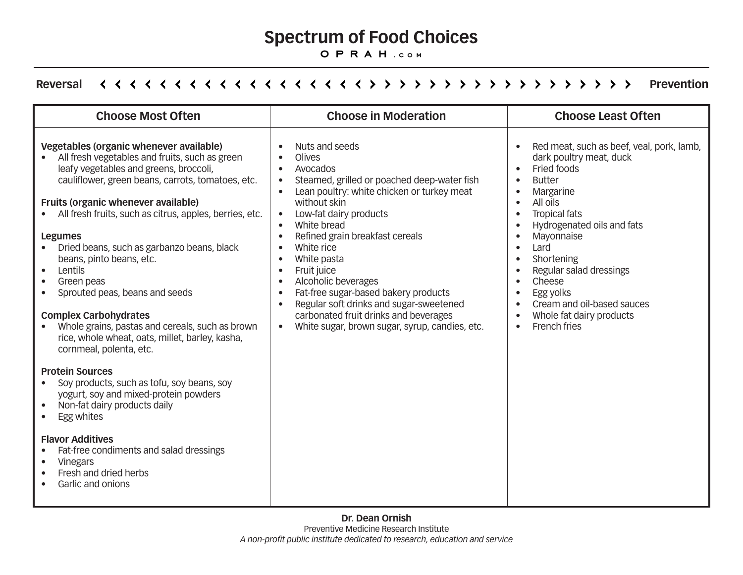# Spectrum of Food Choices

OPRAH.com

**Reversal** < < < < < < < < < < < < < < < < < < < > > > > > > > > > > > > > > > > > > > **Prevention**

| Choose Most Often | Choose in Moderation | Choose Least Often |
|---|---|---|
| **Vegetables (organic whenever available)**<br>• All fresh vegetables and fruits, such as green leafy vegetables and greens, broccoli, cauliflower, green beans, carrots, tomatoes, etc.<br><br>**Fruits (organic whenever available)**<br>• All fresh fruits, such as citrus, apples, berries, etc.<br><br>**Legumes**<br>• Dried beans, such as garbanzo beans, black beans, pinto beans, etc.<br>• Lentils<br>• Green peas<br>• Sprouted peas, beans and seeds<br><br>**Complex Carbohydrates**<br>• Whole grains, pastas and cereals, such as brown rice, whole wheat, oats, millet, barley, kasha, cornmeal, polenta, etc.<br><br>**Protein Sources**<br>• Soy products, such as tofu, soy beans, soy yogurt, soy and mixed-protein powders<br>• Non-fat dairy products daily<br>• Egg whites<br><br>**Flavor Additives**<br>• Fat-free condiments and salad dressings<br>• Vinegars<br>• Fresh and dried herbs<br>• Garlic and onions | • Nuts and seeds<br>• Olives<br>• Avocados<br>• Steamed, grilled or poached deep-water fish<br>• Lean poultry: white chicken or turkey meat without skin<br>• Low-fat dairy products<br>• White bread<br>• Refined grain breakfast cereals<br>• White rice<br>• White pasta<br>• Fruit juice<br>• Alcoholic beverages<br>• Fat-free sugar-based bakery products<br>• Regular soft drinks and sugar-sweetened carbonated fruit drinks and beverages<br>• White sugar, brown sugar, syrup, candies, etc. | • Red meat, such as beef, veal, pork, lamb, dark poultry meat, duck<br>• Fried foods<br>• Butter<br>• Margarine<br>• All oils<br>• Tropical fats<br>• Hydrogenated oils and fats<br>• Mayonnaise<br>• Lard<br>• Shortening<br>• Regular salad dressings<br>• Cheese<br>• Egg yolks<br>• Cream and oil-based sauces<br>• Whole fat dairy products<br>• French fries |

**Dr. Dean Ornish**
Preventive Medicine Research Institute
*A non-profit public institute dedicated to research, education and service*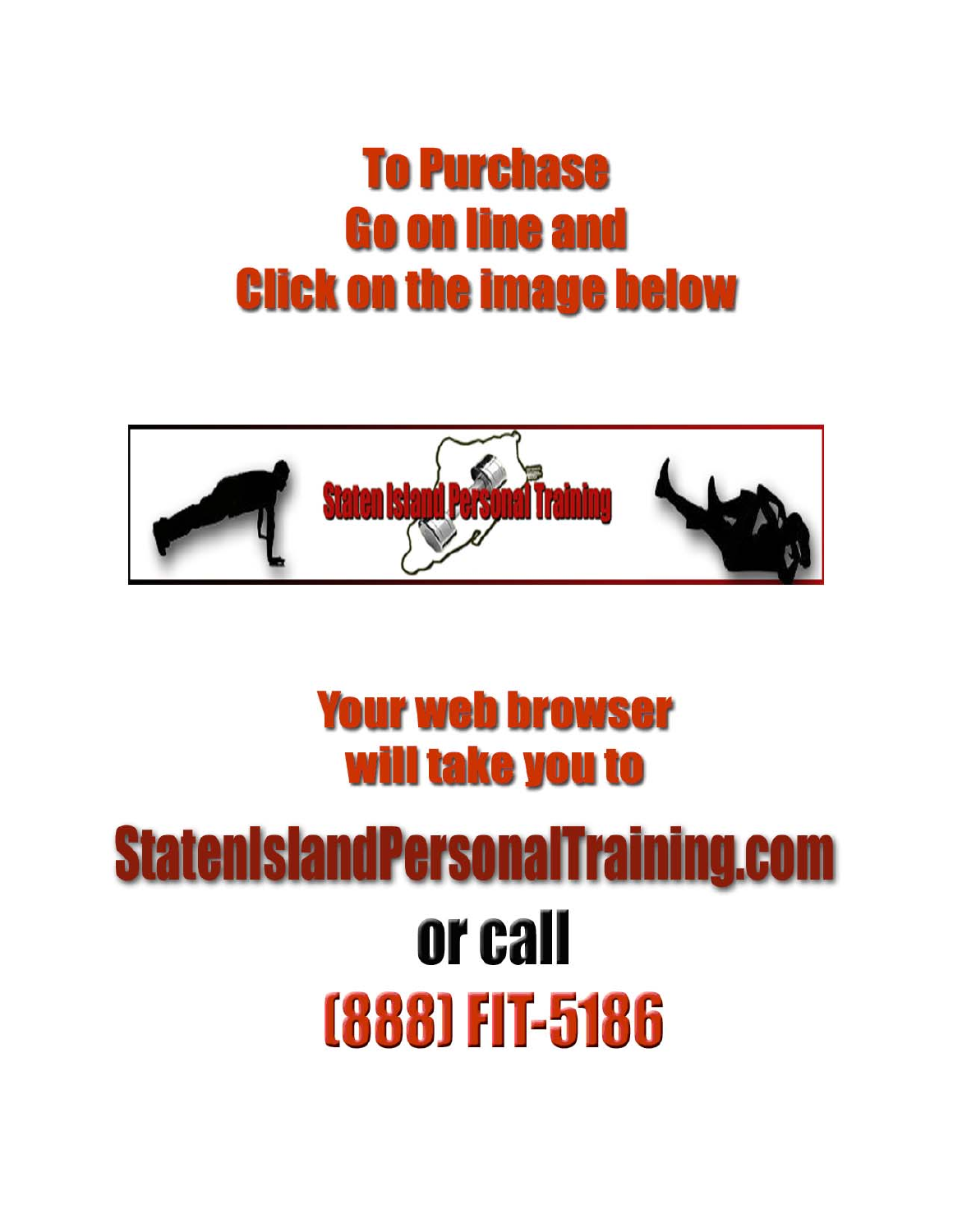# To Purchase
# Go on line and
# Click on the image below

# Your web browser
# will take you to

# StatenIslandPersonalTraining.com

# or call

# (888) FIT-5186